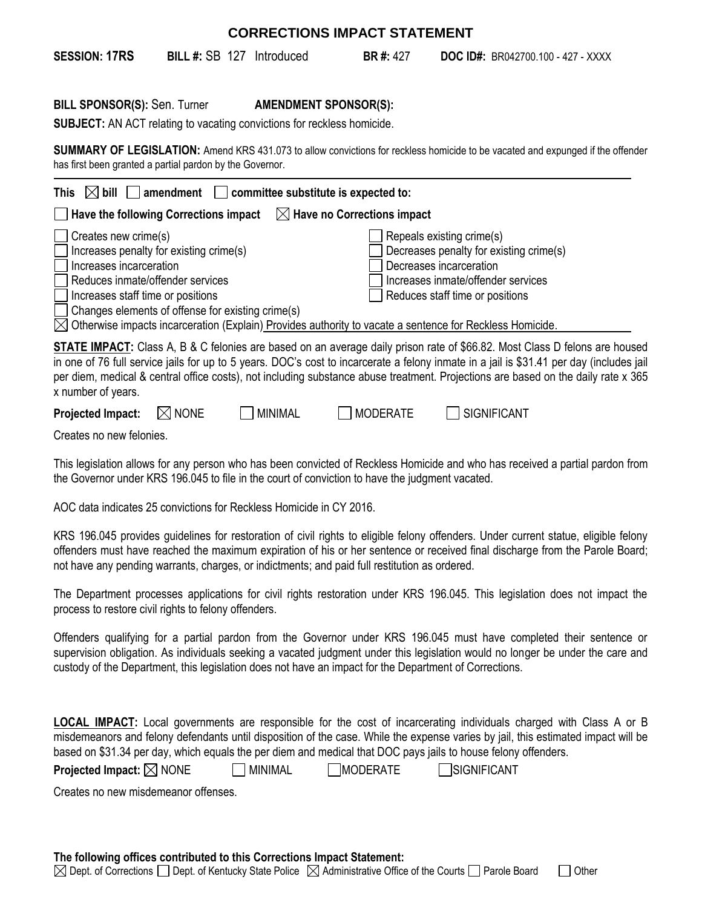# CORRECTIONS IMPACT STATEMENT

**SESSION: 17RS** **BILL #:** SB 127 Introduced **BR #:** 427 **DOC ID#:** BR042700.100 - 427 - XXXX

**BILL SPONSOR(S):** Sen. Turner **AMENDMENT SPONSOR(S):**

**SUBJECT:** AN ACT relating to vacating convictions for reckless homicide.

**SUMMARY OF LEGISLATION:** Amend KRS 431.073 to allow convictions for reckless homicide to be vacated and expunged if the offender has first been granted a partial pardon by the Governor.

---

**This** ☒ **bill** ☐ **amendment** ☐ **committee substitute is expected to:**

☐ **Have the following Corrections impact** ☒ **Have no Corrections impact**

☐ Creates new crime(s)
☐ Increases penalty for existing crime(s)
☐ Increases incarceration
☐ Reduces inmate/offender services
☐ Increases staff time or positions
☐ Changes elements of offense for existing crime(s)
☐ Repeals existing crime(s)
☐ Decreases penalty for existing crime(s)
☐ Decreases incarceration
☐ Increases inmate/offender services
☐ Reduces staff time or positions
☒ Otherwise impacts incarceration (Explain) Provides authority to vacate a sentence for Reckless Homicide.

**STATE IMPACT:** Class A, B & C felonies are based on an average daily prison rate of $66.82. Most Class D felons are housed in one of 76 full service jails for up to 5 years. DOC's cost to incarcerate a felony inmate in a jail is $31.41 per day (includes jail per diem, medical & central office costs), not including substance abuse treatment. Projections are based on the daily rate x 365 x number of years.

**Projected Impact:** ☒ NONE ☐ MINIMAL ☐ MODERATE ☐ SIGNIFICANT

Creates no new felonies.

This legislation allows for any person who has been convicted of Reckless Homicide and who has received a partial pardon from the Governor under KRS 196.045 to file in the court of conviction to have the judgment vacated.

AOC data indicates 25 convictions for Reckless Homicide in CY 2016.

KRS 196.045 provides guidelines for restoration of civil rights to eligible felony offenders. Under current statue, eligible felony offenders must have reached the maximum expiration of his or her sentence or received final discharge from the Parole Board; not have any pending warrants, charges, or indictments; and paid full restitution as ordered.

The Department processes applications for civil rights restoration under KRS 196.045. This legislation does not impact the process to restore civil rights to felony offenders.

Offenders qualifying for a partial pardon from the Governor under KRS 196.045 must have completed their sentence or supervision obligation. As individuals seeking a vacated judgment under this legislation would no longer be under the care and custody of the Department, this legislation does not have an impact for the Department of Corrections.

**LOCAL IMPACT:** Local governments are responsible for the cost of incarcerating individuals charged with Class A or B misdemeanors and felony defendants until disposition of the case. While the expense varies by jail, this estimated impact will be based on $31.34 per day, which equals the per diem and medical that DOC pays jails to house felony offenders.

**Projected Impact:** ☒ NONE ☐ MINIMAL ☐ MODERATE ☐ SIGNIFICANT

Creates no new misdemeanor offenses.

**The following offices contributed to this Corrections Impact Statement:**

☒ Dept. of Corrections ☐ Dept. of Kentucky State Police ☒ Administrative Office of the Courts ☐ Parole Board ☐ Other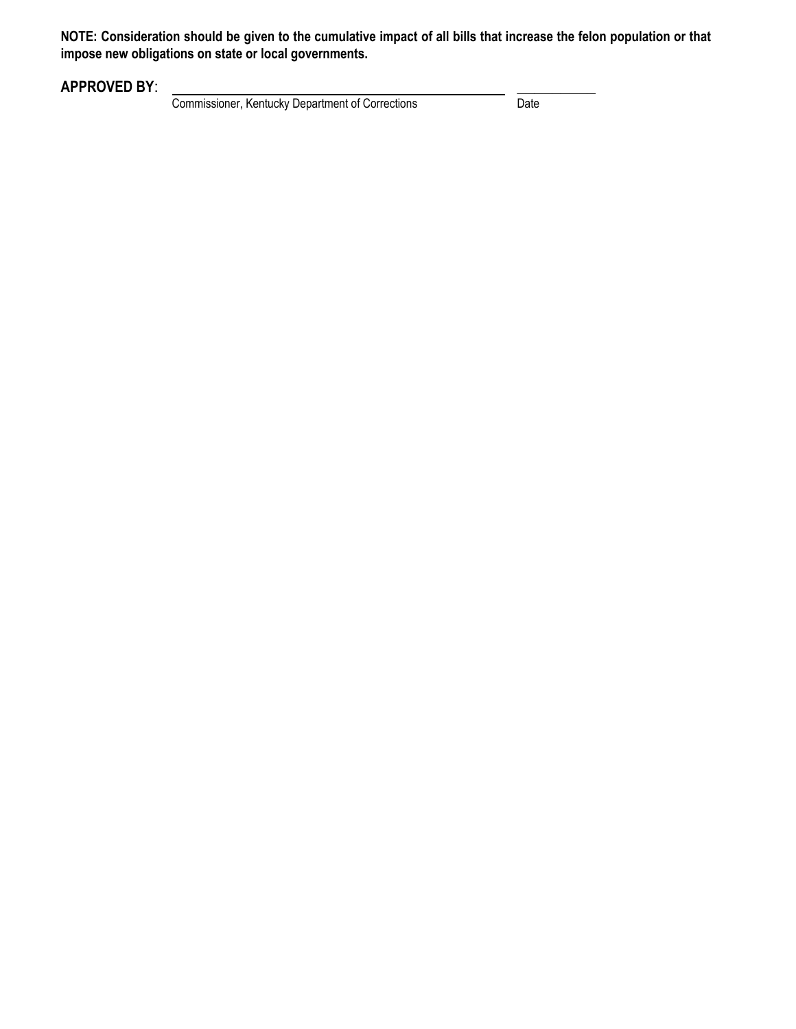**NOTE: Consideration should be given to the cumulative impact of all bills that increase the felon population or that impose new obligations on state or local governments.**

**APPROVED BY**: ______________________________ ____________

Commissioner, Kentucky Department of Corrections Date